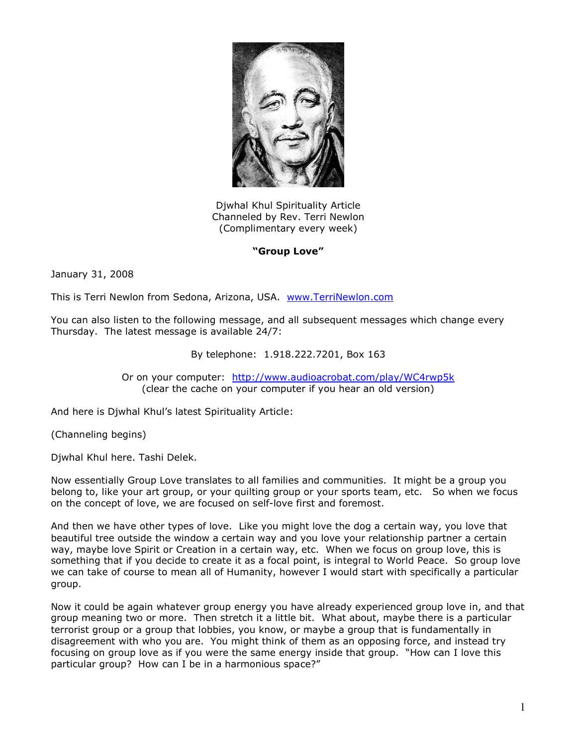Djwhal Khul Spirituality Article
Channeled by Rev. Terri Newlon
(Complimentary every week)

**"Group Love"**

January 31, 2008

This is Terri Newlon from Sedona, Arizona, USA. www.TerriNewlon.com

You can also listen to the following message, and all subsequent messages which change every Thursday. The latest message is available 24/7:

By telephone: 1.918.222.7201, Box 163

Or on your computer: http://www.audioacrobat.com/play/WC4rwp5k
(clear the cache on your computer if you hear an old version)

And here is Djwhal Khul's latest Spirituality Article:

(Channeling begins)

Djwhal Khul here. Tashi Delek.

Now essentially Group Love translates to all families and communities. It might be a group you belong to, like your art group, or your quilting group or your sports team, etc. So when we focus on the concept of love, we are focused on self-love first and foremost.

And then we have other types of love. Like you might love the dog a certain way, you love that beautiful tree outside the window a certain way and you love your relationship partner a certain way, maybe love Spirit or Creation in a certain way, etc. When we focus on group love, this is something that if you decide to create it as a focal point, is integral to World Peace. So group love we can take of course to mean all of Humanity, however I would start with specifically a particular group.

Now it could be again whatever group energy you have already experienced group love in, and that group meaning two or more. Then stretch it a little bit. What about, maybe there is a particular terrorist group or a group that lobbies, you know, or maybe a group that is fundamentally in disagreement with who you are. You might think of them as an opposing force, and instead try focusing on group love as if you were the same energy inside that group. "How can I love this particular group? How can I be in a harmonious space?"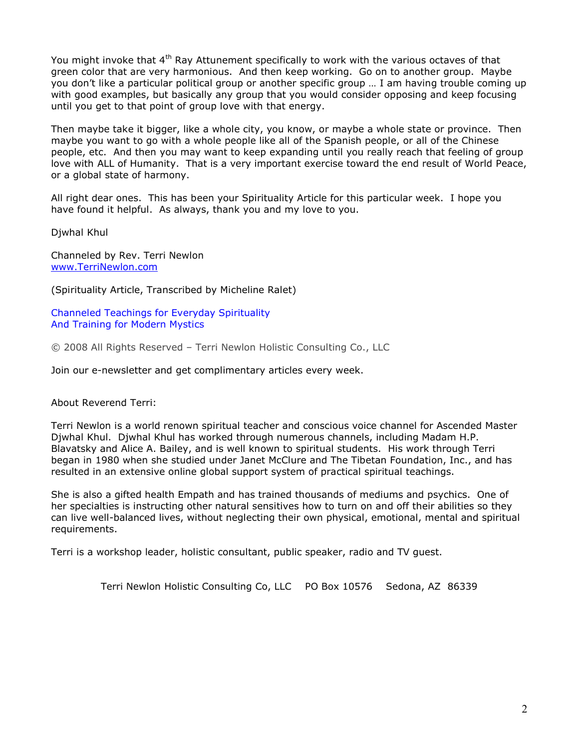You might invoke that 4th Ray Attunement specifically to work with the various octaves of that green color that are very harmonious. And then keep working. Go on to another group. Maybe you don't like a particular political group or another specific group … I am having trouble coming up with good examples, but basically any group that you would consider opposing and keep focusing until you get to that point of group love with that energy.

Then maybe take it bigger, like a whole city, you know, or maybe a whole state or province. Then maybe you want to go with a whole people like all of the Spanish people, or all of the Chinese people, etc. And then you may want to keep expanding until you really reach that feeling of group love with ALL of Humanity. That is a very important exercise toward the end result of World Peace, or a global state of harmony.

All right dear ones. This has been your Spirituality Article for this particular week. I hope you have found it helpful. As always, thank you and my love to you.

Djwhal Khul

Channeled by Rev. Terri Newlon
www.TerriNewlon.com

(Spirituality Article, Transcribed by Micheline Ralet)

Channeled Teachings for Everyday Spirituality
And Training for Modern Mystics

© 2008 All Rights Reserved – Terri Newlon Holistic Consulting Co., LLC

Join our e-newsletter and get complimentary articles every week.

About Reverend Terri:

Terri Newlon is a world renown spiritual teacher and conscious voice channel for Ascended Master Djwhal Khul. Djwhal Khul has worked through numerous channels, including Madam H.P. Blavatsky and Alice A. Bailey, and is well known to spiritual students. His work through Terri began in 1980 when she studied under Janet McClure and The Tibetan Foundation, Inc., and has resulted in an extensive online global support system of practical spiritual teachings.

She is also a gifted health Empath and has trained thousands of mediums and psychics. One of her specialties is instructing other natural sensitives how to turn on and off their abilities so they can live well-balanced lives, without neglecting their own physical, emotional, mental and spiritual requirements.

Terri is a workshop leader, holistic consultant, public speaker, radio and TV guest.

Terri Newlon Holistic Consulting Co, LLC PO Box 10576 Sedona, AZ 86339